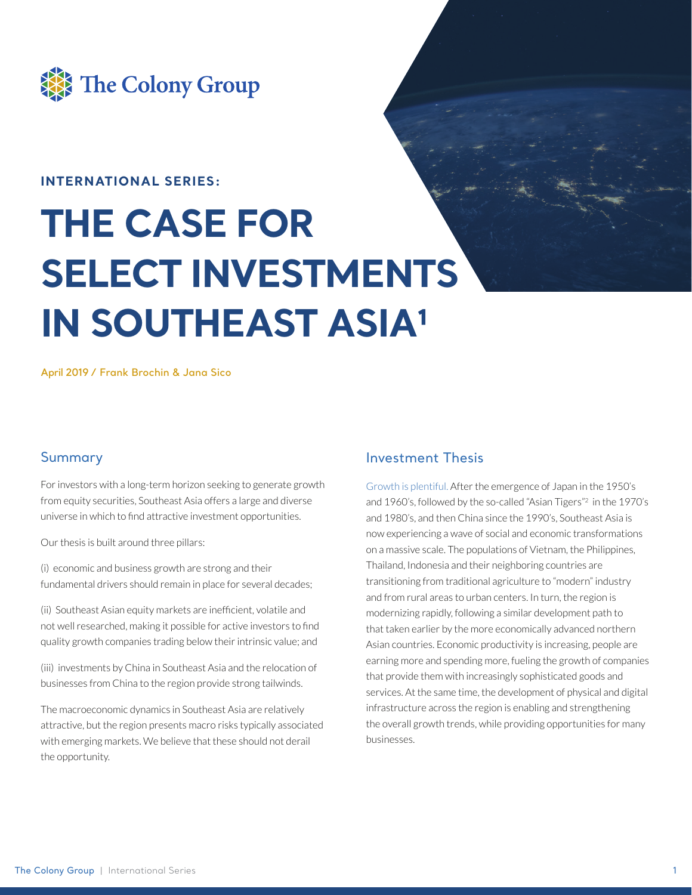The Colony Group

**INTERNATIONAL SERIES:**

# THE CASE FOR SELECT INVESTMENTS IN SOUTHEAST ASIA[1]

**April 2019 / Frank Brochin & Jana Sico**

## Summary

For investors with a long-term horizon seeking to generate growth from equity securities, Southeast Asia offers a large and diverse universe in which to find attractive investment opportunities.

Our thesis is built around three pillars:

(i) economic and business growth are strong and their fundamental drivers should remain in place for several decades;

(ii) Southeast Asian equity markets are inefficient, volatile and not well researched, making it possible for active investors to find quality growth companies trading below their intrinsic value; and

(iii) investments by China in Southeast Asia and the relocation of businesses from China to the region provide strong tailwinds.

The macroeconomic dynamics in Southeast Asia are relatively attractive, but the region presents macro risks typically associated with emerging markets. We believe that these should not derail the opportunity.

## Investment Thesis

Growth is plentiful. After the emergence of Japan in the 1950's and 1960's, followed by the so-called "Asian Tigers"[2] in the 1970's and 1980's, and then China since the 1990's, Southeast Asia is now experiencing a wave of social and economic transformations on a massive scale. The populations of Vietnam, the Philippines, Thailand, Indonesia and their neighboring countries are transitioning from traditional agriculture to "modern" industry and from rural areas to urban centers. In turn, the region is modernizing rapidly, following a similar development path to that taken earlier by the more economically advanced northern Asian countries. Economic productivity is increasing, people are earning more and spending more, fueling the growth of companies that provide them with increasingly sophisticated goods and services. At the same time, the development of physical and digital infrastructure across the region is enabling and strengthening the overall growth trends, while providing opportunities for many businesses.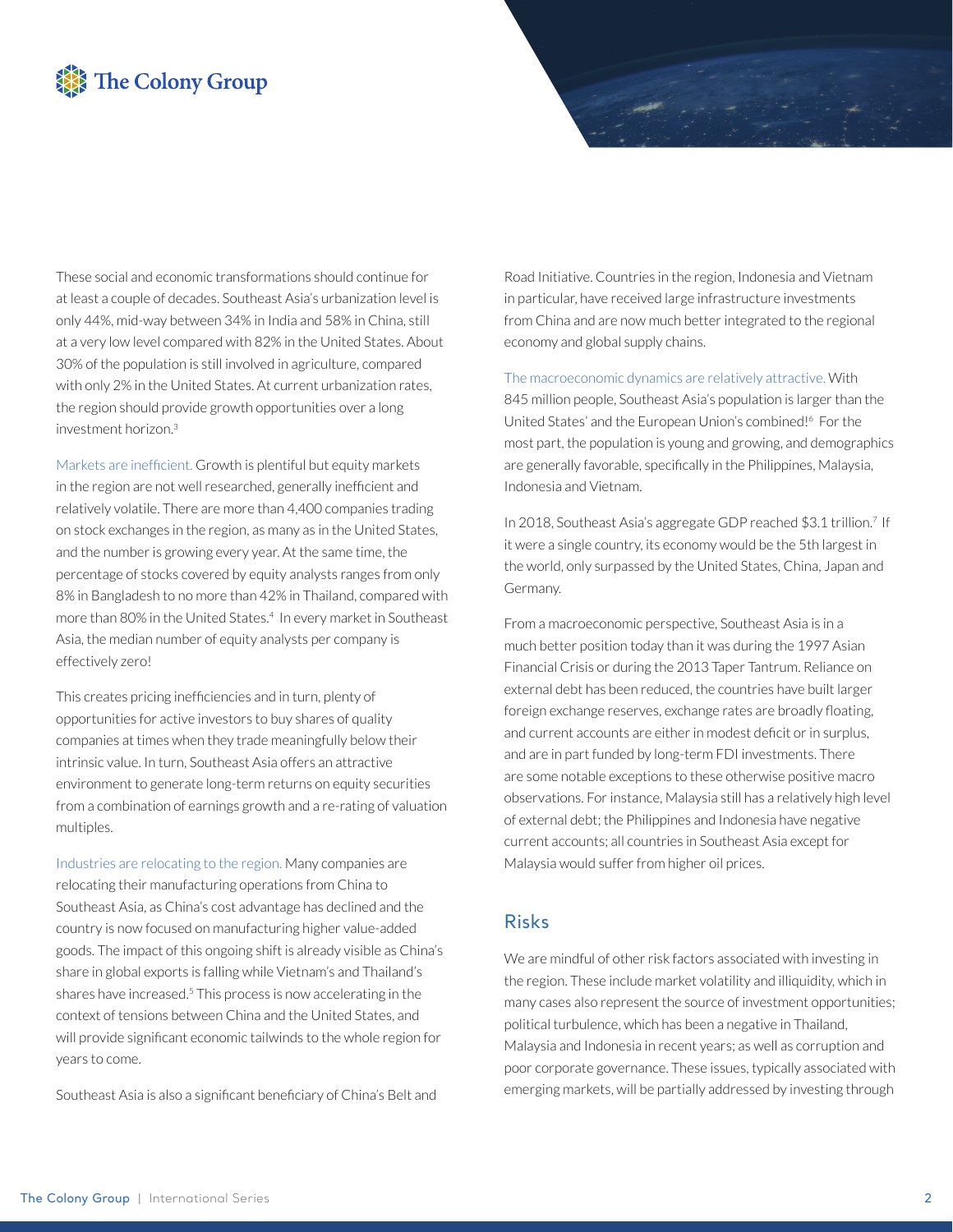These social and economic transformations should continue for at least a couple of decades. Southeast Asia's urbanization level is only 44%, mid-way between 34% in India and 58% in China, still at a very low level compared with 82% in the United States. About 30% of the population is still involved in agriculture, compared with only 2% in the United States. At current urbanization rates, the region should provide growth opportunities over a long investment horizon.[3]

Markets are inefficient. Growth is plentiful but equity markets in the region are not well researched, generally inefficient and relatively volatile. There are more than 4,400 companies trading on stock exchanges in the region, as many as in the United States, and the number is growing every year. At the same time, the percentage of stocks covered by equity analysts ranges from only 8% in Bangladesh to no more than 42% in Thailand, compared with more than 80% in the United States.[4] In every market in Southeast Asia, the median number of equity analysts per company is effectively zero!

This creates pricing inefficiencies and in turn, plenty of opportunities for active investors to buy shares of quality companies at times when they trade meaningfully below their intrinsic value. In turn, Southeast Asia offers an attractive environment to generate long-term returns on equity securities from a combination of earnings growth and a re-rating of valuation multiples.

Industries are relocating to the region. Many companies are relocating their manufacturing operations from China to Southeast Asia, as China's cost advantage has declined and the country is now focused on manufacturing higher value-added goods. The impact of this ongoing shift is already visible as China's share in global exports is falling while Vietnam's and Thailand's shares have increased.[5] This process is now accelerating in the context of tensions between China and the United States, and will provide significant economic tailwinds to the whole region for years to come.

Southeast Asia is also a significant beneficiary of China's Belt and Road Initiative. Countries in the region, Indonesia and Vietnam in particular, have received large infrastructure investments from China and are now much better integrated to the regional economy and global supply chains.

The macroeconomic dynamics are relatively attractive. With 845 million people, Southeast Asia's population is larger than the United States' and the European Union's combined![6] For the most part, the population is young and growing, and demographics are generally favorable, specifically in the Philippines, Malaysia, Indonesia and Vietnam.

In 2018, Southeast Asia's aggregate GDP reached $3.1 trillion.[7] If it were a single country, its economy would be the 5th largest in the world, only surpassed by the United States, China, Japan and Germany.

From a macroeconomic perspective, Southeast Asia is in a much better position today than it was during the 1997 Asian Financial Crisis or during the 2013 Taper Tantrum. Reliance on external debt has been reduced, the countries have built larger foreign exchange reserves, exchange rates are broadly floating, and current accounts are either in modest deficit or in surplus, and are in part funded by long-term FDI investments. There are some notable exceptions to these otherwise positive macro observations. For instance, Malaysia still has a relatively high level of external debt; the Philippines and Indonesia have negative current accounts; all countries in Southeast Asia except for Malaysia would suffer from higher oil prices.

## Risks

We are mindful of other risk factors associated with investing in the region. These include market volatility and illiquidity, which in many cases also represent the source of investment opportunities; political turbulence, which has been a negative in Thailand, Malaysia and Indonesia in recent years; as well as corruption and poor corporate governance. These issues, typically associated with emerging markets, will be partially addressed by investing through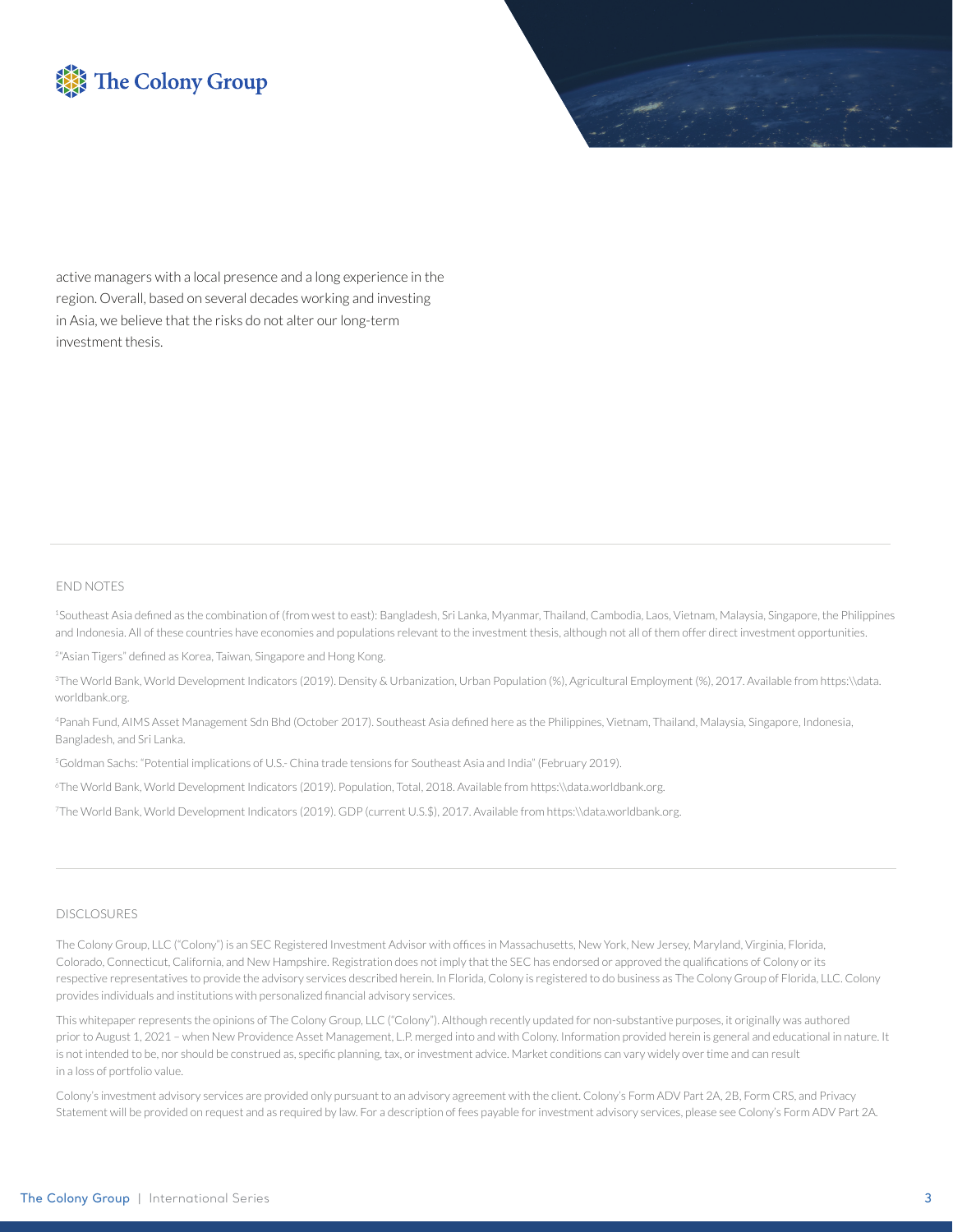active managers with a local presence and a long experience in the region. Overall, based on several decades working and investing in Asia, we believe that the risks do not alter our long-term investment thesis.

## END NOTES

[1]Southeast Asia defined as the combination of (from west to east): Bangladesh, Sri Lanka, Myanmar, Thailand, Cambodia, Laos, Vietnam, Malaysia, Singapore, the Philippines and Indonesia. All of these countries have economies and populations relevant to the investment thesis, although not all of them offer direct investment opportunities.

[2]"Asian Tigers" defined as Korea, Taiwan, Singapore and Hong Kong.

[3]The World Bank, World Development Indicators (2019). Density & Urbanization, Urban Population (%), Agricultural Employment (%), 2017. Available from https:\\data.worldbank.org.

[4]Panah Fund, AIMS Asset Management Sdn Bhd (October 2017). Southeast Asia defined here as the Philippines, Vietnam, Thailand, Malaysia, Singapore, Indonesia, Bangladesh, and Sri Lanka.

[5]Goldman Sachs: "Potential implications of U.S.- China trade tensions for Southeast Asia and India" (February 2019).

[6]The World Bank, World Development Indicators (2019). Population, Total, 2018. Available from https:\\data.worldbank.org.

[7]The World Bank, World Development Indicators (2019). GDP (current U.S.$), 2017. Available from https:\\data.worldbank.org.

## DISCLOSURES

The Colony Group, LLC ("Colony") is an SEC Registered Investment Advisor with offices in Massachusetts, New York, New Jersey, Maryland, Virginia, Florida, Colorado, Connecticut, California, and New Hampshire. Registration does not imply that the SEC has endorsed or approved the qualifications of Colony or its respective representatives to provide the advisory services described herein. In Florida, Colony is registered to do business as The Colony Group of Florida, LLC. Colony provides individuals and institutions with personalized financial advisory services.

This whitepaper represents the opinions of The Colony Group, LLC ("Colony"). Although recently updated for non-substantive purposes, it originally was authored prior to August 1, 2021 – when New Providence Asset Management, L.P. merged into and with Colony. Information provided herein is general and educational in nature. It is not intended to be, nor should be construed as, specific planning, tax, or investment advice. Market conditions can vary widely over time and can result in a loss of portfolio value.

Colony's investment advisory services are provided only pursuant to an advisory agreement with the client. Colony's Form ADV Part 2A, 2B, Form CRS, and Privacy Statement will be provided on request and as required by law. For a description of fees payable for investment advisory services, please see Colony's Form ADV Part 2A.